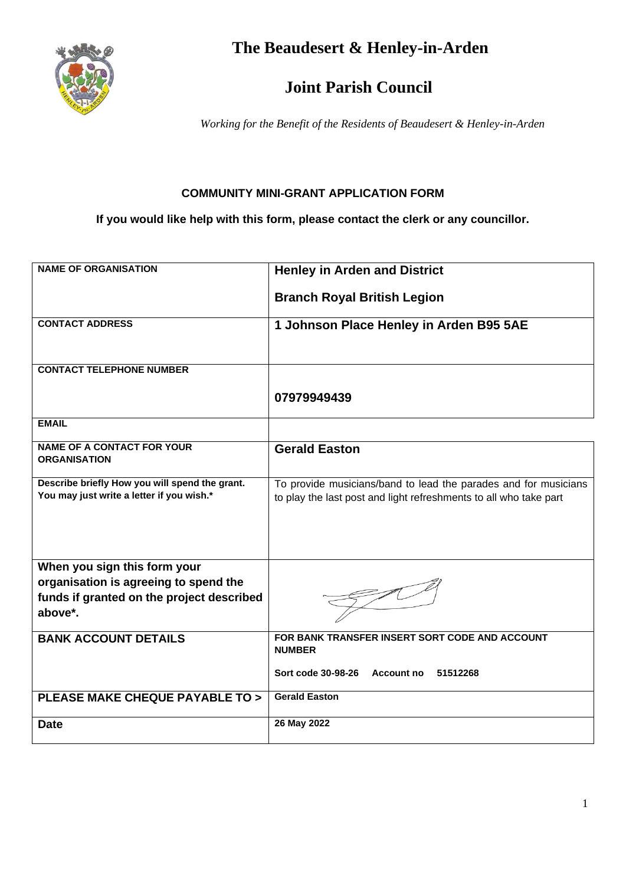# The Beaudesert & Henley-in-Arden

# Joint Parish Council

*Working for the Benefit of the Residents of Beaudesert & Henley-in-Arden*

**COMMUNITY MINI-GRANT APPLICATION FORM**

**If you would like help with this form, please contact the clerk or any councillor.**

| | |
|---|---|
| **NAME OF ORGANISATION** | **Henley in Arden and District Branch Royal British Legion** |
| **CONTACT ADDRESS** | **1 Johnson Place Henley in Arden B95 5AE** |
| **CONTACT TELEPHONE NUMBER** | **07979949439** |
| **EMAIL** | |
| **NAME OF A CONTACT FOR YOUR ORGANISATION** | **Gerald Easton** |
| **Describe briefly How you will spend the grant. You may just write a letter if you wish.*** | To provide musicians/band to lead the parades and for musicians to play the last post and light refreshments to all who take part |
| **When you sign this form your organisation is agreeing to spend the funds if granted on the project described above*.** | |
| **BANK ACCOUNT DETAILS** | **FOR BANK TRANSFER INSERT SORT CODE AND ACCOUNT NUMBER**<br>**Sort code 30-98-26 Account no 51512268** |
| **PLEASE MAKE CHEQUE PAYABLE TO >** | **Gerald Easton** |
| **Date** | **26 May 2022** |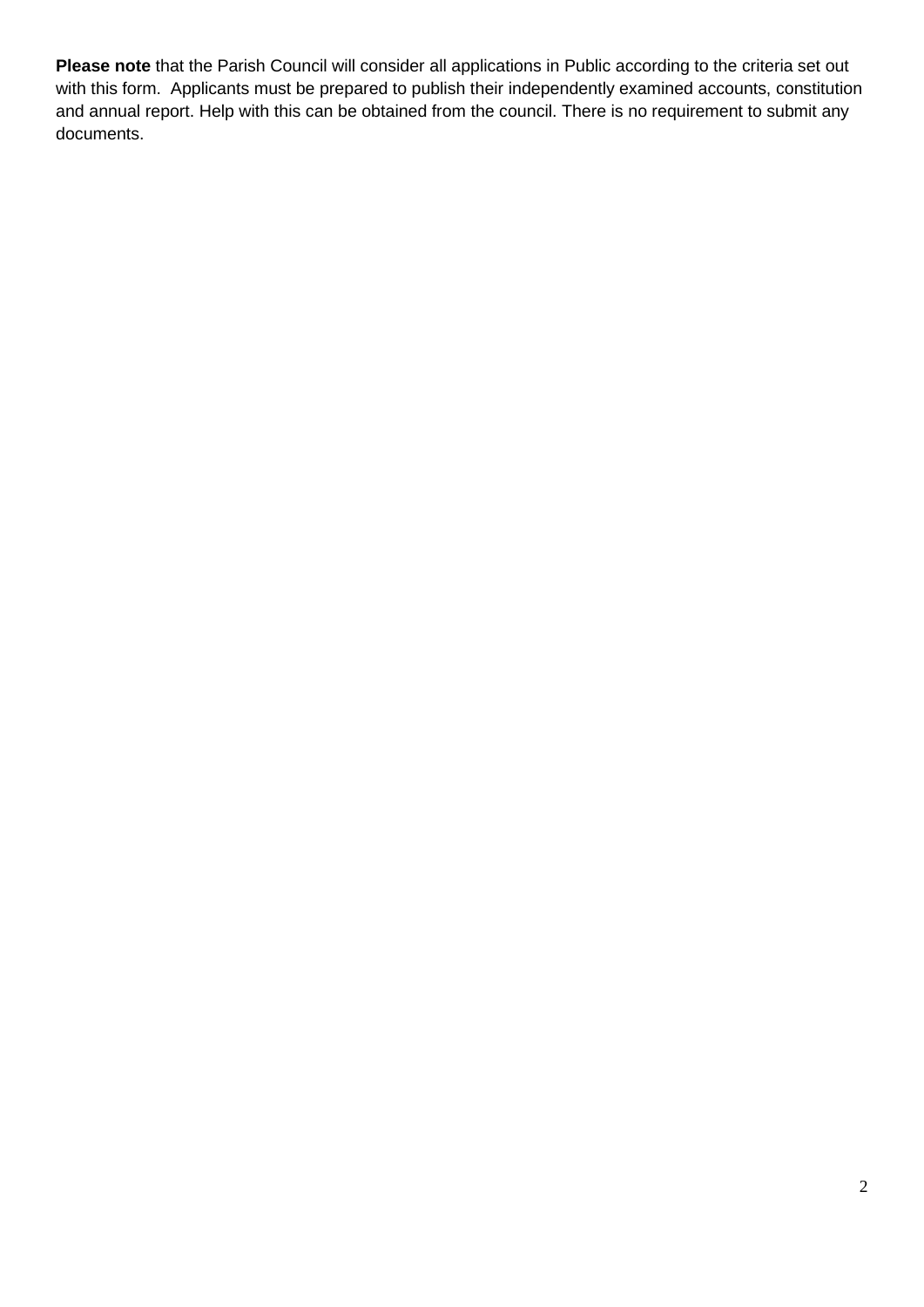**Please note** that the Parish Council will consider all applications in Public according to the criteria set out with this form. Applicants must be prepared to publish their independently examined accounts, constitution and annual report. Help with this can be obtained from the council. There is no requirement to submit any documents.